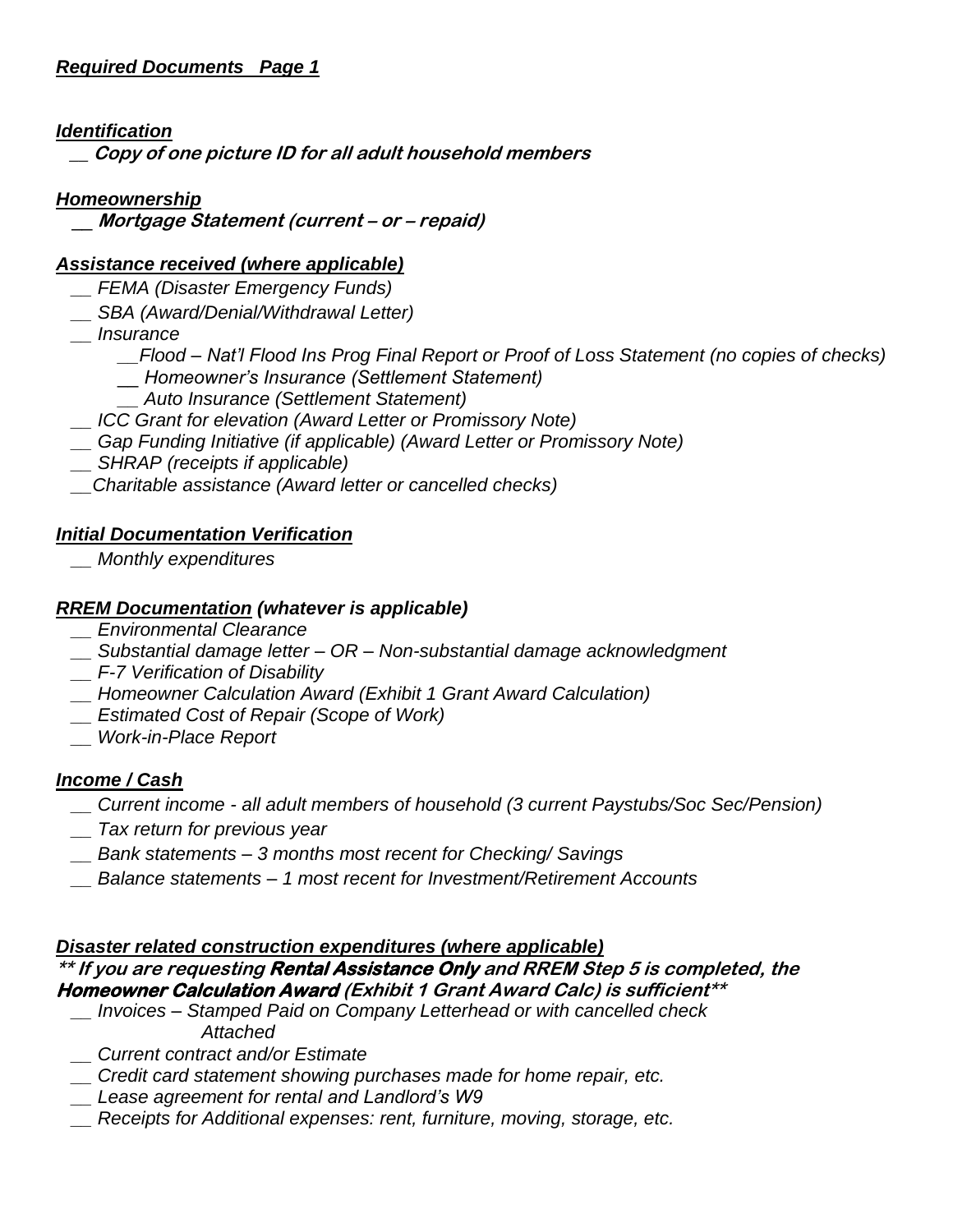***Required Documents Page 1***

***Identification***

**__ Copy of one picture ID for all adult household members**

***Homeownership***

**__ Mortgage Statement (current – or – repaid)**

***Assistance received (where applicable)***

*__ FEMA (Disaster Emergency Funds)*
*__ SBA (Award/Denial/Withdrawal Letter)*
*__ Insurance*
    *__Flood – Nat'l Flood Ins Prog Final Report or Proof of Loss Statement (no copies of checks)*
    *__ Homeowner's Insurance (Settlement Statement)*
    *__ Auto Insurance (Settlement Statement)*
*__ ICC Grant for elevation (Award Letter or Promissory Note)*
*__ Gap Funding Initiative (if applicable) (Award Letter or Promissory Note)*
*__ SHRAP (receipts if applicable)*
*__Charitable assistance (Award letter or cancelled checks)*

***Initial Documentation Verification***

*__ Monthly expenditures*

***RREM Documentation (whatever is applicable)***

*__ Environmental Clearance*
*__ Substantial damage letter – OR – Non-substantial damage acknowledgment*
*__ F-7 Verification of Disability*
*__ Homeowner Calculation Award (Exhibit 1 Grant Award Calculation)*
*__ Estimated Cost of Repair (Scope of Work)*
*__ Work-in-Place Report*

***Income / Cash***

*__ Current income - all adult members of household (3 current Paystubs/Soc Sec/Pension)*
*__ Tax return for previous year*
*__ Bank statements – 3 months most recent for Checking/ Savings*
*__ Balance statements – 1 most recent for Investment/Retirement Accounts*

***Disaster related construction expenditures (where applicable)***

***\*\* If you are requesting Rental Assistance Only and RREM Step 5 is completed, the Homeowner Calculation Award (Exhibit 1 Grant Award Calc) is sufficient\*\****

*__ Invoices – Stamped Paid on Company Letterhead or with cancelled check Attached*
*__ Current contract and/or Estimate*
*__ Credit card statement showing purchases made for home repair, etc.*
*__ Lease agreement for rental and Landlord's W9*
*__ Receipts for Additional expenses: rent, furniture, moving, storage, etc.*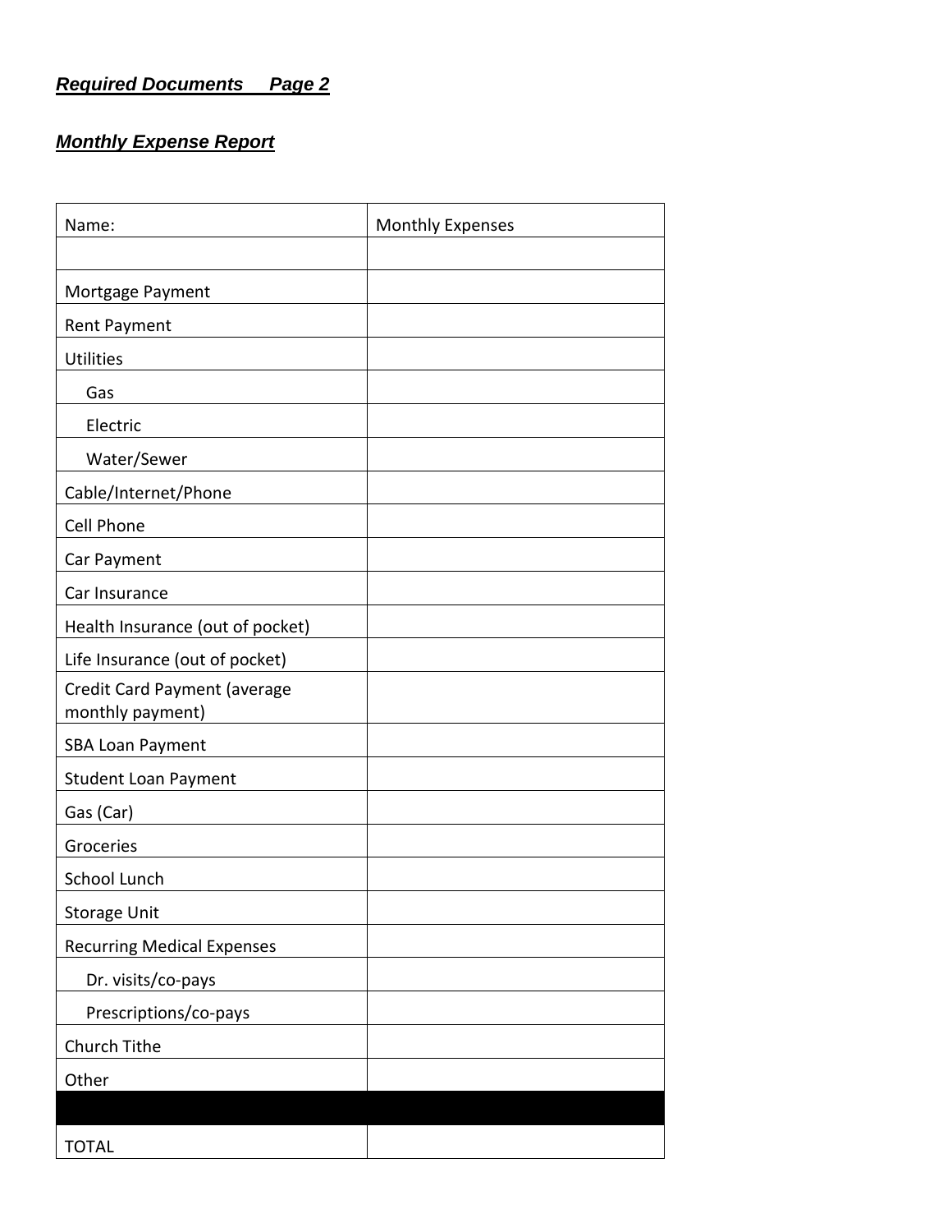***Required Documents Page 2***

***Monthly Expense Report***

| Name: | Monthly Expenses |
|---|---|
| | |
| Mortgage Payment | |
| Rent Payment | |
| Utilities | |
| Gas | |
| Electric | |
| Water/Sewer | |
| Cable/Internet/Phone | |
| Cell Phone | |
| Car Payment | |
| Car Insurance | |
| Health Insurance (out of pocket) | |
| Life Insurance (out of pocket) | |
| Credit Card Payment (average monthly payment) | |
| SBA Loan Payment | |
| Student Loan Payment | |
| Gas (Car) | |
| Groceries | |
| School Lunch | |
| Storage Unit | |
| Recurring Medical Expenses | |
| Dr. visits/co-pays | |
| Prescriptions/co-pays | |
| Church Tithe | |
| Other | |
| | |
| TOTAL | |